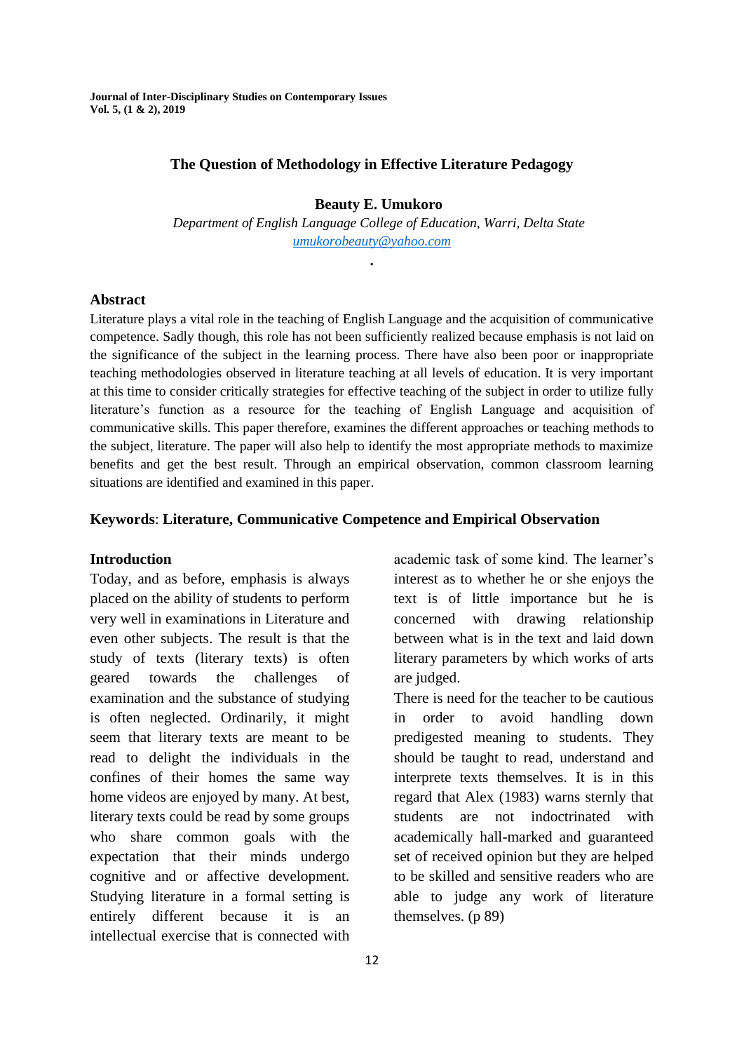# The Question of Methodology in Effective Literature Pedagogy

**Beauty E. Umukoro**

*Department of English Language College of Education, Warri, Delta State*
*umukorobeauty@yahoo.com*

## Abstract

Literature plays a vital role in the teaching of English Language and the acquisition of communicative competence. Sadly though, this role has not been sufficiently realized because emphasis is not laid on the significance of the subject in the learning process. There have also been poor or inappropriate teaching methodologies observed in literature teaching at all levels of education. It is very important at this time to consider critically strategies for effective teaching of the subject in order to utilize fully literature's function as a resource for the teaching of English Language and acquisition of communicative skills. This paper therefore, examines the different approaches or teaching methods to the subject, literature. The paper will also help to identify the most appropriate methods to maximize benefits and get the best result. Through an empirical observation, common classroom learning situations are identified and examined in this paper.

**Keywords**: **Literature, Communicative Competence and Empirical Observation**

## Introduction

Today, and as before, emphasis is always placed on the ability of students to perform very well in examinations in Literature and even other subjects. The result is that the study of texts (literary texts) is often geared towards the challenges of examination and the substance of studying is often neglected. Ordinarily, it might seem that literary texts are meant to be read to delight the individuals in the confines of their homes the same way home videos are enjoyed by many. At best, literary texts could be read by some groups who share common goals with the expectation that their minds undergo cognitive and or affective development. Studying literature in a formal setting is entirely different because it is an intellectual exercise that is connected with academic task of some kind. The learner's interest as to whether he or she enjoys the text is of little importance but he is concerned with drawing relationship between what is in the text and laid down literary parameters by which works of arts are judged.

There is need for the teacher to be cautious in order to avoid handling down predigested meaning to students. They should be taught to read, understand and interprete texts themselves. It is in this regard that Alex (1983) warns sternly that students are not indoctrinated with academically hall-marked and guaranteed set of received opinion but they are helped to be skilled and sensitive readers who are able to judge any work of literature themselves. (p 89)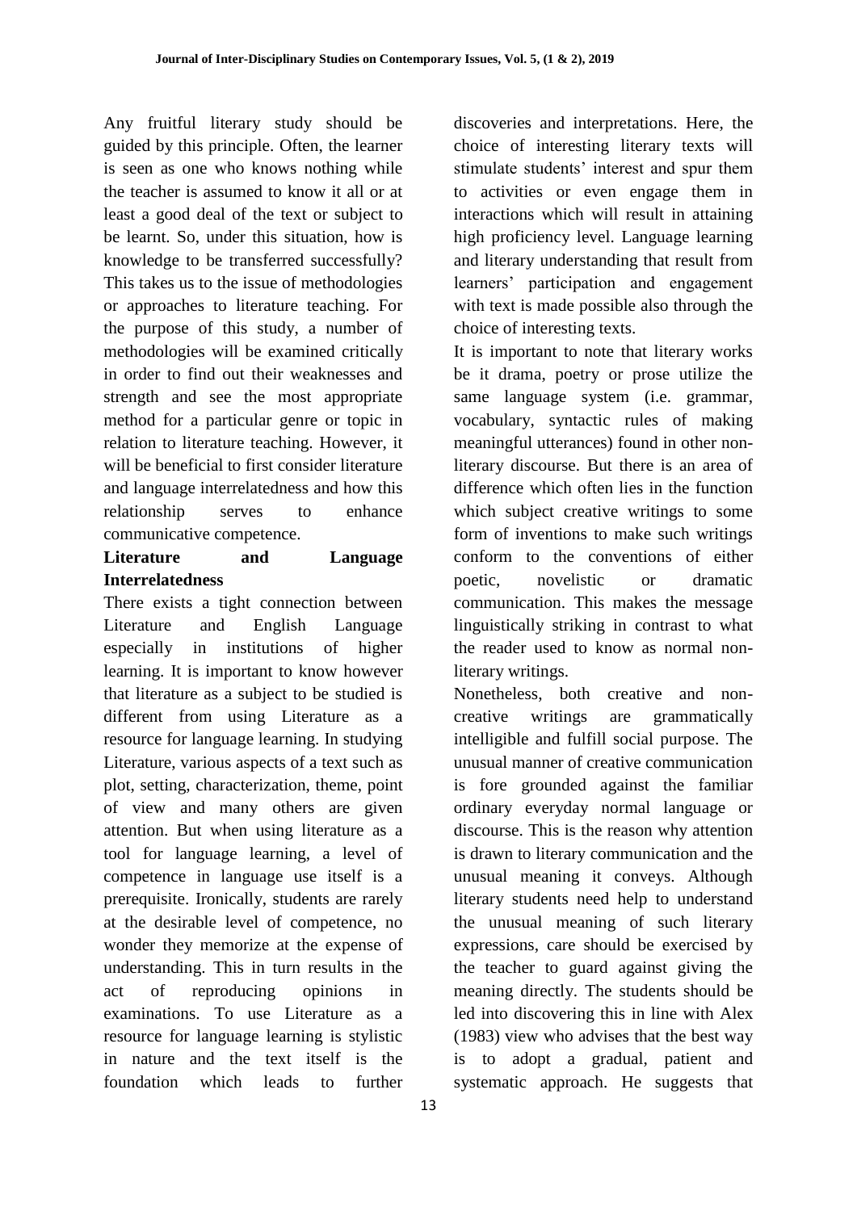Any fruitful literary study should be guided by this principle. Often, the learner is seen as one who knows nothing while the teacher is assumed to know it all or at least a good deal of the text or subject to be learnt. So, under this situation, how is knowledge to be transferred successfully? This takes us to the issue of methodologies or approaches to literature teaching. For the purpose of this study, a number of methodologies will be examined critically in order to find out their weaknesses and strength and see the most appropriate method for a particular genre or topic in relation to literature teaching. However, it will be beneficial to first consider literature and language interrelatedness and how this relationship serves to enhance communicative competence.

**Literature and Language Interrelatedness**

There exists a tight connection between Literature and English Language especially in institutions of higher learning. It is important to know however that literature as a subject to be studied is different from using Literature as a resource for language learning. In studying Literature, various aspects of a text such as plot, setting, characterization, theme, point of view and many others are given attention. But when using literature as a tool for language learning, a level of competence in language use itself is a prerequisite. Ironically, students are rarely at the desirable level of competence, no wonder they memorize at the expense of understanding. This in turn results in the act of reproducing opinions in examinations. To use Literature as a resource for language learning is stylistic in nature and the text itself is the foundation which leads to further discoveries and interpretations. Here, the choice of interesting literary texts will stimulate students' interest and spur them to activities or even engage them in interactions which will result in attaining high proficiency level. Language learning and literary understanding that result from learners' participation and engagement with text is made possible also through the choice of interesting texts.

It is important to note that literary works be it drama, poetry or prose utilize the same language system (i.e. grammar, vocabulary, syntactic rules of making meaningful utterances) found in other non-literary discourse. But there is an area of difference which often lies in the function which subject creative writings to some form of inventions to make such writings conform to the conventions of either poetic, novelistic or dramatic communication. This makes the message linguistically striking in contrast to what the reader used to know as normal non-literary writings.

Nonetheless, both creative and non-creative writings are grammatically intelligible and fulfill social purpose. The unusual manner of creative communication is fore grounded against the familiar ordinary everyday normal language or discourse. This is the reason why attention is drawn to literary communication and the unusual meaning it conveys. Although literary students need help to understand the unusual meaning of such literary expressions, care should be exercised by the teacher to guard against giving the meaning directly. The students should be led into discovering this in line with Alex (1983) view who advises that the best way is to adopt a gradual, patient and systematic approach. He suggests that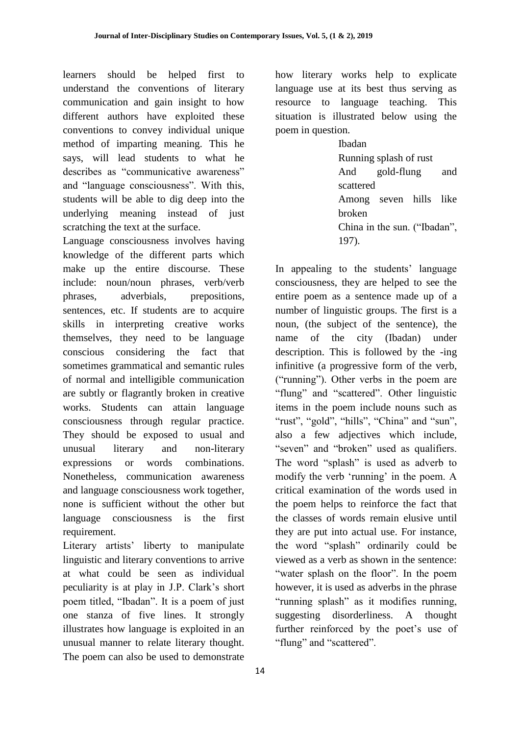learners should be helped first to understand the conventions of literary communication and gain insight to how different authors have exploited these conventions to convey individual unique method of imparting meaning. This he says, will lead students to what he describes as "communicative awareness" and "language consciousness". With this, students will be able to dig deep into the underlying meaning instead of just scratching the text at the surface.

Language consciousness involves having knowledge of the different parts which make up the entire discourse. These include: noun/noun phrases, verb/verb phrases, adverbials, prepositions, sentences, etc. If students are to acquire skills in interpreting creative works themselves, they need to be language conscious considering the fact that sometimes grammatical and semantic rules of normal and intelligible communication are subtly or flagrantly broken in creative works. Students can attain language consciousness through regular practice. They should be exposed to usual and unusual literary and non-literary expressions or words combinations. Nonetheless, communication awareness and language consciousness work together, none is sufficient without the other but language consciousness is the first requirement.

Literary artists' liberty to manipulate linguistic and literary conventions to arrive at what could be seen as individual peculiarity is at play in J.P. Clark's short poem titled, "Ibadan". It is a poem of just one stanza of five lines. It strongly illustrates how language is exploited in an unusual manner to relate literary thought. The poem can also be used to demonstrate how literary works help to explicate language use at its best thus serving as resource to language teaching. This situation is illustrated below using the poem in question.

> Ibadan
> Running splash of rust
> And gold-flung and scattered
> Among seven hills like broken
> China in the sun. ("Ibadan", 197).

In appealing to the students' language consciousness, they are helped to see the entire poem as a sentence made up of a number of linguistic groups. The first is a noun, (the subject of the sentence), the name of the city (Ibadan) under description. This is followed by the -ing infinitive (a progressive form of the verb, ("running"). Other verbs in the poem are "flung" and "scattered". Other linguistic items in the poem include nouns such as "rust", "gold", "hills", "China" and "sun", also a few adjectives which include, "seven" and "broken" used as qualifiers. The word "splash" is used as adverb to modify the verb 'running' in the poem. A critical examination of the words used in the poem helps to reinforce the fact that the classes of words remain elusive until they are put into actual use. For instance, the word "splash" ordinarily could be viewed as a verb as shown in the sentence: "water splash on the floor". In the poem however, it is used as adverbs in the phrase "running splash" as it modifies running, suggesting disorderliness. A thought further reinforced by the poet's use of "flung" and "scattered".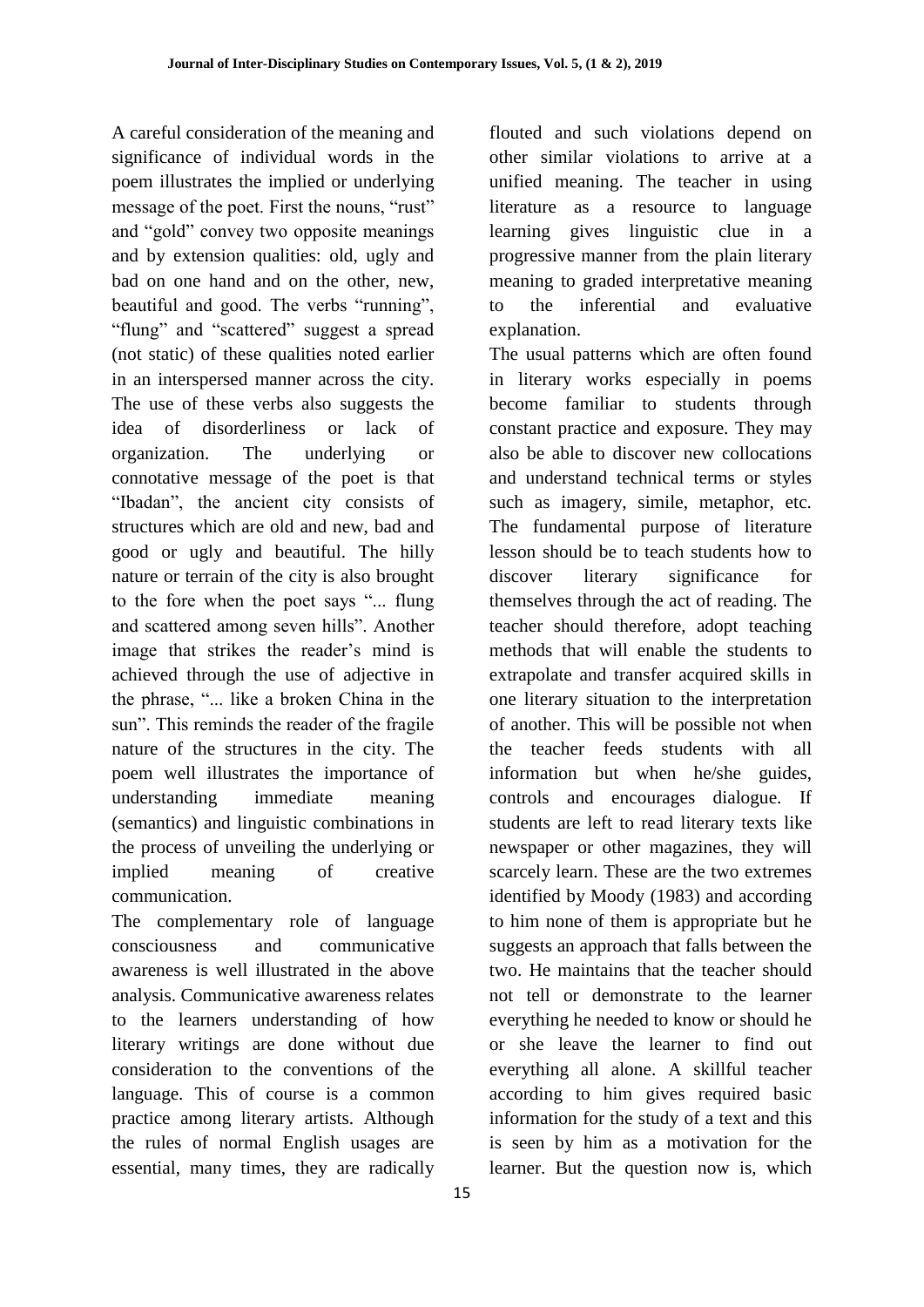A careful consideration of the meaning and significance of individual words in the poem illustrates the implied or underlying message of the poet. First the nouns, "rust" and "gold" convey two opposite meanings and by extension qualities: old, ugly and bad on one hand and on the other, new, beautiful and good. The verbs "running", "flung" and "scattered" suggest a spread (not static) of these qualities noted earlier in an interspersed manner across the city. The use of these verbs also suggests the idea of disorderliness or lack of organization. The underlying or connotative message of the poet is that "Ibadan", the ancient city consists of structures which are old and new, bad and good or ugly and beautiful. The hilly nature or terrain of the city is also brought to the fore when the poet says "... flung and scattered among seven hills". Another image that strikes the reader's mind is achieved through the use of adjective in the phrase, "... like a broken China in the sun". This reminds the reader of the fragile nature of the structures in the city. The poem well illustrates the importance of understanding immediate meaning (semantics) and linguistic combinations in the process of unveiling the underlying or implied meaning of creative communication.

The complementary role of language consciousness and communicative awareness is well illustrated in the above analysis. Communicative awareness relates to the learners understanding of how literary writings are done without due consideration to the conventions of the language. This of course is a common practice among literary artists. Although the rules of normal English usages are essential, many times, they are radically flouted and such violations depend on other similar violations to arrive at a unified meaning. The teacher in using literature as a resource to language learning gives linguistic clue in a progressive manner from the plain literary meaning to graded interpretative meaning to the inferential and evaluative explanation.

The usual patterns which are often found in literary works especially in poems become familiar to students through constant practice and exposure. They may also be able to discover new collocations and understand technical terms or styles such as imagery, simile, metaphor, etc. The fundamental purpose of literature lesson should be to teach students how to discover literary significance for themselves through the act of reading. The teacher should therefore, adopt teaching methods that will enable the students to extrapolate and transfer acquired skills in one literary situation to the interpretation of another. This will be possible not when the teacher feeds students with all information but when he/she guides, controls and encourages dialogue. If students are left to read literary texts like newspaper or other magazines, they will scarcely learn. These are the two extremes identified by Moody (1983) and according to him none of them is appropriate but he suggests an approach that falls between the two. He maintains that the teacher should not tell or demonstrate to the learner everything he needed to know or should he or she leave the learner to find out everything all alone. A skillful teacher according to him gives required basic information for the study of a text and this is seen by him as a motivation for the learner. But the question now is, which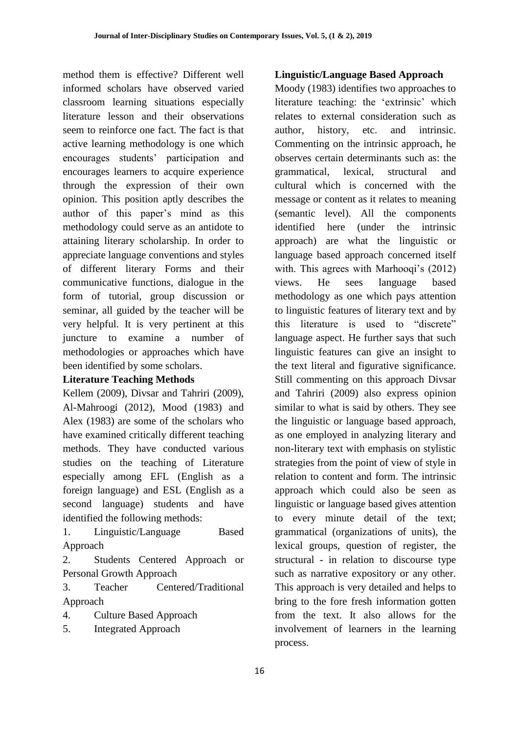method them is effective? Different well informed scholars have observed varied classroom learning situations especially literature lesson and their observations seem to reinforce one fact. The fact is that active learning methodology is one which encourages students' participation and encourages learners to acquire experience through the expression of their own opinion. This position aptly describes the author of this paper's mind as this methodology could serve as an antidote to attaining literary scholarship. In order to appreciate language conventions and styles of different literary Forms and their communicative functions, dialogue in the form of tutorial, group discussion or seminar, all guided by the teacher will be very helpful. It is very pertinent at this juncture to examine a number of methodologies or approaches which have been identified by some scholars.

**Literature Teaching Methods**

Kellem (2009), Divsar and Tahriri (2009), Al-Mahroogi (2012), Mood (1983) and Alex (1983) are some of the scholars who have examined critically different teaching methods. They have conducted various studies on the teaching of Literature especially among EFL (English as a foreign language) and ESL (English as a second language) students and have identified the following methods:

1. Linguistic/Language Based Approach
2. Students Centered Approach or Personal Growth Approach
3. Teacher Centered/Traditional Approach
4. Culture Based Approach
5. Integrated Approach

**Linguistic/Language Based Approach**

Moody (1983) identifies two approaches to literature teaching: the 'extrinsic' which relates to external consideration such as author, history, etc. and intrinsic. Commenting on the intrinsic approach, he observes certain determinants such as: the grammatical, lexical, structural and cultural which is concerned with the message or content as it relates to meaning (semantic level). All the components identified here (under the intrinsic approach) are what the linguistic or language based approach concerned itself with. This agrees with Marhooqi's (2012) views. He sees language based methodology as one which pays attention to linguistic features of literary text and by this literature is used to "discrete" language aspect. He further says that such linguistic features can give an insight to the text literal and figurative significance. Still commenting on this approach Divsar and Tahriri (2009) also express opinion similar to what is said by others. They see the linguistic or language based approach, as one employed in analyzing literary and non-literary text with emphasis on stylistic strategies from the point of view of style in relation to content and form. The intrinsic approach which could also be seen as linguistic or language based gives attention to every minute detail of the text; grammatical (organizations of units), the lexical groups, question of register, the structural - in relation to discourse type such as narrative expository or any other. This approach is very detailed and helps to bring to the fore fresh information gotten from the text. It also allows for the involvement of learners in the learning process.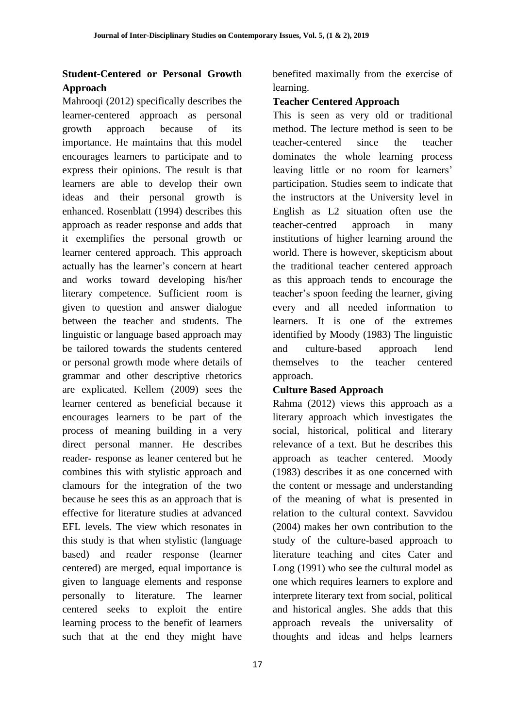## Student-Centered or Personal Growth Approach

Mahrooqi (2012) specifically describes the learner-centered approach as personal growth approach because of its importance. He maintains that this model encourages learners to participate and to express their opinions. The result is that learners are able to develop their own ideas and their personal growth is enhanced. Rosenblatt (1994) describes this approach as reader response and adds that it exemplifies the personal growth or learner centered approach. This approach actually has the learner's concern at heart and works toward developing his/her literary competence. Sufficient room is given to question and answer dialogue between the teacher and students. The linguistic or language based approach may be tailored towards the students centered or personal growth mode where details of grammar and other descriptive rhetorics are explicated. Kellem (2009) sees the learner centered as beneficial because it encourages learners to be part of the process of meaning building in a very direct personal manner. He describes reader- response as leaner centered but he combines this with stylistic approach and clamours for the integration of the two because he sees this as an approach that is effective for literature studies at advanced EFL levels. The view which resonates in this study is that when stylistic (language based) and reader response (learner centered) are merged, equal importance is given to language elements and response personally to literature. The learner centered seeks to exploit the entire learning process to the benefit of learners such that at the end they might have benefited maximally from the exercise of learning.

## Teacher Centered Approach

This is seen as very old or traditional method. The lecture method is seen to be teacher-centered since the teacher dominates the whole learning process leaving little or no room for learners' participation. Studies seem to indicate that the instructors at the University level in English as L2 situation often use the teacher-centred approach in many institutions of higher learning around the world. There is however, skepticism about the traditional teacher centered approach as this approach tends to encourage the teacher's spoon feeding the learner, giving every and all needed information to learners. It is one of the extremes identified by Moody (1983) The linguistic and culture-based approach lend themselves to the teacher centered approach.

## Culture Based Approach

Rahma (2012) views this approach as a literary approach which investigates the social, historical, political and literary relevance of a text. But he describes this approach as teacher centered. Moody (1983) describes it as one concerned with the content or message and understanding of the meaning of what is presented in relation to the cultural context. Savvidou (2004) makes her own contribution to the study of the culture-based approach to literature teaching and cites Cater and Long (1991) who see the cultural model as one which requires learners to explore and interprete literary text from social, political and historical angles. She adds that this approach reveals the universality of thoughts and ideas and helps learners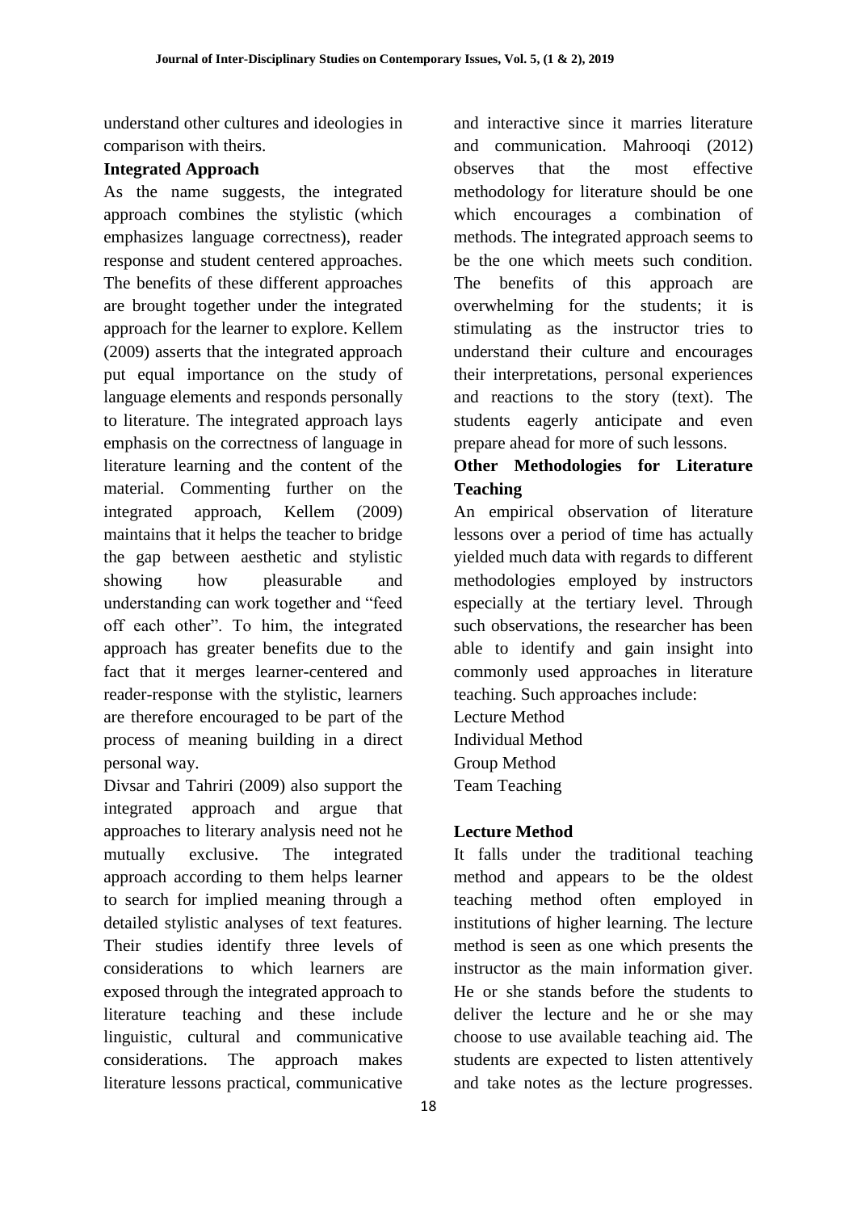understand other cultures and ideologies in comparison with theirs.

### Integrated Approach

As the name suggests, the integrated approach combines the stylistic (which emphasizes language correctness), reader response and student centered approaches. The benefits of these different approaches are brought together under the integrated approach for the learner to explore. Kellem (2009) asserts that the integrated approach put equal importance on the study of language elements and responds personally to literature. The integrated approach lays emphasis on the correctness of language in literature learning and the content of the material. Commenting further on the integrated approach, Kellem (2009) maintains that it helps the teacher to bridge the gap between aesthetic and stylistic showing how pleasurable and understanding can work together and "feed off each other". To him, the integrated approach has greater benefits due to the fact that it merges learner-centered and reader-response with the stylistic, learners are therefore encouraged to be part of the process of meaning building in a direct personal way.

Divsar and Tahriri (2009) also support the integrated approach and argue that approaches to literary analysis need not he mutually exclusive. The integrated approach according to them helps learner to search for implied meaning through a detailed stylistic analyses of text features. Their studies identify three levels of considerations to which learners are exposed through the integrated approach to literature teaching and these include linguistic, cultural and communicative considerations. The approach makes literature lessons practical, communicative and interactive since it marries literature and communication. Mahrooqi (2012) observes that the most effective methodology for literature should be one which encourages a combination of methods. The integrated approach seems to be the one which meets such condition. The benefits of this approach are overwhelming for the students; it is stimulating as the instructor tries to understand their culture and encourages their interpretations, personal experiences and reactions to the story (text). The students eagerly anticipate and even prepare ahead for more of such lessons.

### Other Methodologies for Literature Teaching

An empirical observation of literature lessons over a period of time has actually yielded much data with regards to different methodologies employed by instructors especially at the tertiary level. Through such observations, the researcher has been able to identify and gain insight into commonly used approaches in literature teaching. Such approaches include:

Lecture Method
Individual Method
Group Method
Team Teaching

### Lecture Method

It falls under the traditional teaching method and appears to be the oldest teaching method often employed in institutions of higher learning. The lecture method is seen as one which presents the instructor as the main information giver. He or she stands before the students to deliver the lecture and he or she may choose to use available teaching aid. The students are expected to listen attentively and take notes as the lecture progresses.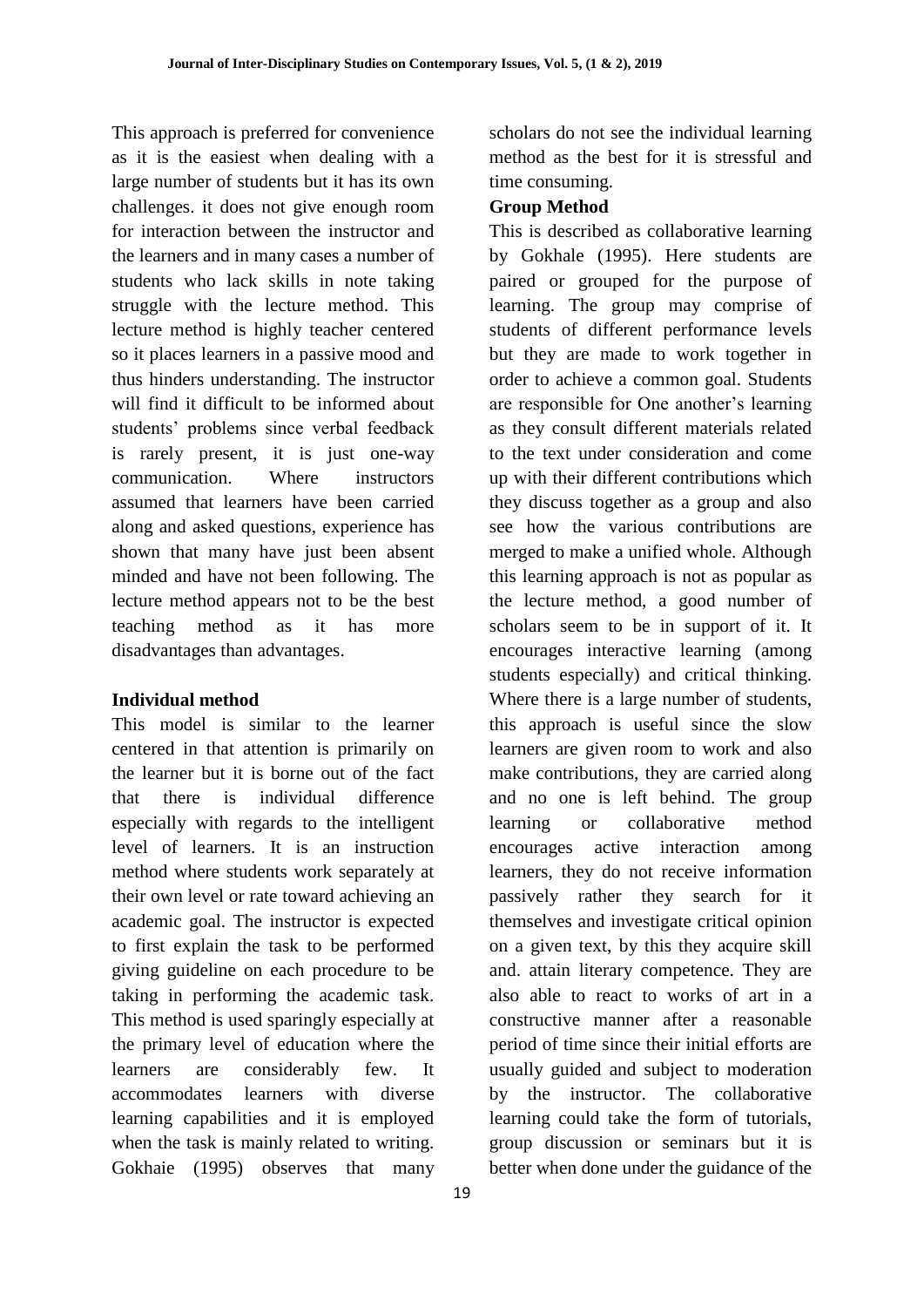This approach is preferred for convenience as it is the easiest when dealing with a large number of students but it has its own challenges. it does not give enough room for interaction between the instructor and the learners and in many cases a number of students who lack skills in note taking struggle with the lecture method. This lecture method is highly teacher centered so it places learners in a passive mood and thus hinders understanding. The instructor will find it difficult to be informed about students' problems since verbal feedback is rarely present, it is just one-way communication. Where instructors assumed that learners have been carried along and asked questions, experience has shown that many have just been absent minded and have not been following. The lecture method appears not to be the best teaching method as it has more disadvantages than advantages.

**Individual method**

This model is similar to the learner centered in that attention is primarily on the learner but it is borne out of the fact that there is individual difference especially with regards to the intelligent level of learners. It is an instruction method where students work separately at their own level or rate toward achieving an academic goal. The instructor is expected to first explain the task to be performed giving guideline on each procedure to be taking in performing the academic task. This method is used sparingly especially at the primary level of education where the learners are considerably few. It accommodates learners with diverse learning capabilities and it is employed when the task is mainly related to writing. Gokhaie (1995) observes that many scholars do not see the individual learning method as the best for it is stressful and time consuming.

**Group Method**

This is described as collaborative learning by Gokhale (1995). Here students are paired or grouped for the purpose of learning. The group may comprise of students of different performance levels but they are made to work together in order to achieve a common goal. Students are responsible for One another's learning as they consult different materials related to the text under consideration and come up with their different contributions which they discuss together as a group and also see how the various contributions are merged to make a unified whole. Although this learning approach is not as popular as the lecture method, a good number of scholars seem to be in support of it. It encourages interactive learning (among students especially) and critical thinking. Where there is a large number of students, this approach is useful since the slow learners are given room to work and also make contributions, they are carried along and no one is left behind. The group learning or collaborative method encourages active interaction among learners, they do not receive information passively rather they search for it themselves and investigate critical opinion on a given text, by this they acquire skill and. attain literary competence. They are also able to react to works of art in a constructive manner after a reasonable period of time since their initial efforts are usually guided and subject to moderation by the instructor. The collaborative learning could take the form of tutorials, group discussion or seminars but it is better when done under the guidance of the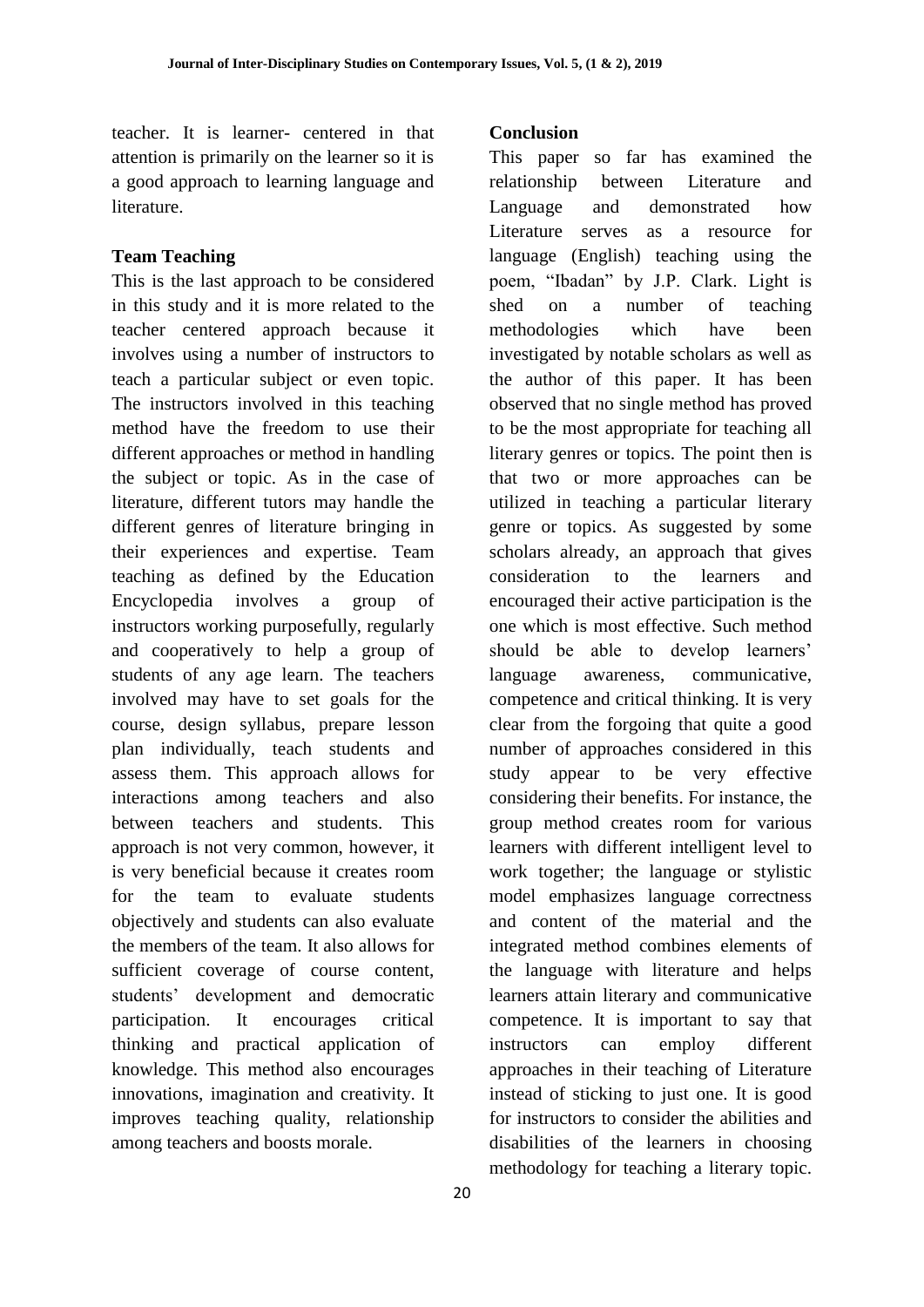teacher. It is learner- centered in that attention is primarily on the learner so it is a good approach to learning language and literature.

**Team Teaching**

This is the last approach to be considered in this study and it is more related to the teacher centered approach because it involves using a number of instructors to teach a particular subject or even topic. The instructors involved in this teaching method have the freedom to use their different approaches or method in handling the subject or topic. As in the case of literature, different tutors may handle the different genres of literature bringing in their experiences and expertise. Team teaching as defined by the Education Encyclopedia involves a group of instructors working purposefully, regularly and cooperatively to help a group of students of any age learn. The teachers involved may have to set goals for the course, design syllabus, prepare lesson plan individually, teach students and assess them. This approach allows for interactions among teachers and also between teachers and students. This approach is not very common, however, it is very beneficial because it creates room for the team to evaluate students objectively and students can also evaluate the members of the team. It also allows for sufficient coverage of course content, students' development and democratic participation. It encourages critical thinking and practical application of knowledge. This method also encourages innovations, imagination and creativity. It improves teaching quality, relationship among teachers and boosts morale.

**Conclusion**

This paper so far has examined the relationship between Literature and Language and demonstrated how Literature serves as a resource for language (English) teaching using the poem, "Ibadan" by J.P. Clark. Light is shed on a number of teaching methodologies which have been investigated by notable scholars as well as the author of this paper. It has been observed that no single method has proved to be the most appropriate for teaching all literary genres or topics. The point then is that two or more approaches can be utilized in teaching a particular literary genre or topics. As suggested by some scholars already, an approach that gives consideration to the learners and encouraged their active participation is the one which is most effective. Such method should be able to develop learners' language awareness, communicative, competence and critical thinking. It is very clear from the forgoing that quite a good number of approaches considered in this study appear to be very effective considering their benefits. For instance, the group method creates room for various learners with different intelligent level to work together; the language or stylistic model emphasizes language correctness and content of the material and the integrated method combines elements of the language with literature and helps learners attain literary and communicative competence. It is important to say that instructors can employ different approaches in their teaching of Literature instead of sticking to just one. It is good for instructors to consider the abilities and disabilities of the learners in choosing methodology for teaching a literary topic.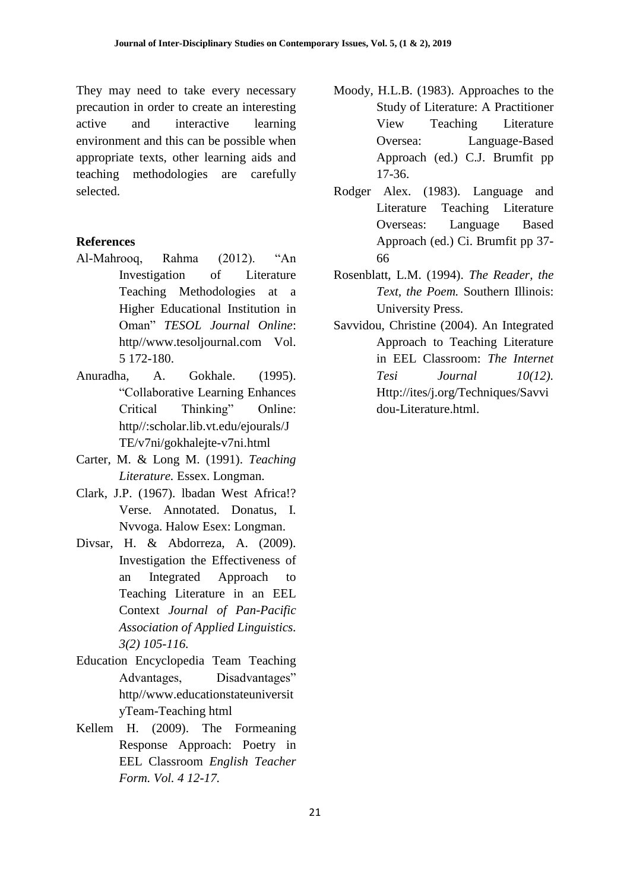They may need to take every necessary precaution in order to create an interesting active and interactive learning environment and this can be possible when appropriate texts, other learning aids and teaching methodologies are carefully selected.

## References

Al-Mahrooq, Rahma (2012). "An Investigation of Literature Teaching Methodologies at a Higher Educational Institution in Oman" *TESOL Journal Online*: http//www.tesoljournal.com Vol. 5 172-180.

Anuradha, A. Gokhale. (1995). "Collaborative Learning Enhances Critical Thinking" Online: http//:scholar.lib.vt.edu/ejourals/JTE/v7ni/gokhalejte-v7ni.html

Carter, M. & Long M. (1991). *Teaching Literature.* Essex. Longman.

Clark, J.P. (1967). lbadan West Africa!? Verse. Annotated. Donatus, I. Nvvoga. Halow Esex: Longman.

Divsar, H. & Abdorreza, A. (2009). Investigation the Effectiveness of an Integrated Approach to Teaching Literature in an EEL Context *Journal of Pan-Pacific Association of Applied Linguistics. 3(2) 105-116.*

Education Encyclopedia Team Teaching Advantages, Disadvantages" http//www.educationstateuniversityTeam-Teaching html

Kellem H. (2009). The Formeaning Response Approach: Poetry in EEL Classroom *English Teacher Form. Vol. 4 12-17.*

Moody, H.L.B. (1983). Approaches to the Study of Literature: A Practitioner View Teaching Literature Oversea: Language-Based Approach (ed.) C.J. Brumfit pp 17-36.

Rodger Alex. (1983). Language and Literature Teaching Literature Overseas: Language Based Approach (ed.) Ci. Brumfit pp 37-66

Rosenblatt, L.M. (1994). *The Reader, the Text, the Poem.* Southern Illinois: University Press.

Savvidou, Christine (2004). An Integrated Approach to Teaching Literature in EEL Classroom: *The Internet Tesi Journal 10(12).* Http://ites/j.org/Techniques/Savvidou-Literature.html.